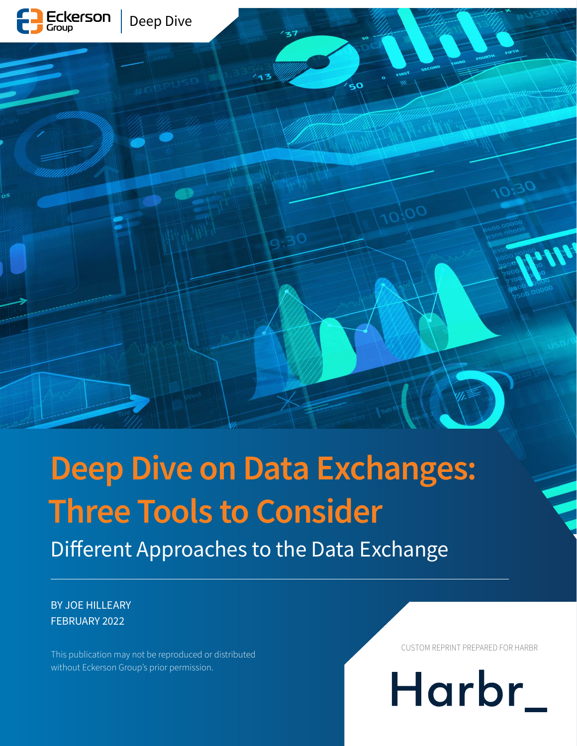Eckerson Group | Deep Dive

# Deep Dive on Data Exchanges: Three Tools to Consider

## Different Approaches to the Data Exchange

---

BY JOE HILLEARY
FEBRUARY 2022

This publication may not be reproduced or distributed without Eckerson Group's prior permission.

CUSTOM REPRINT PREPARED FOR HARBR

Harbr_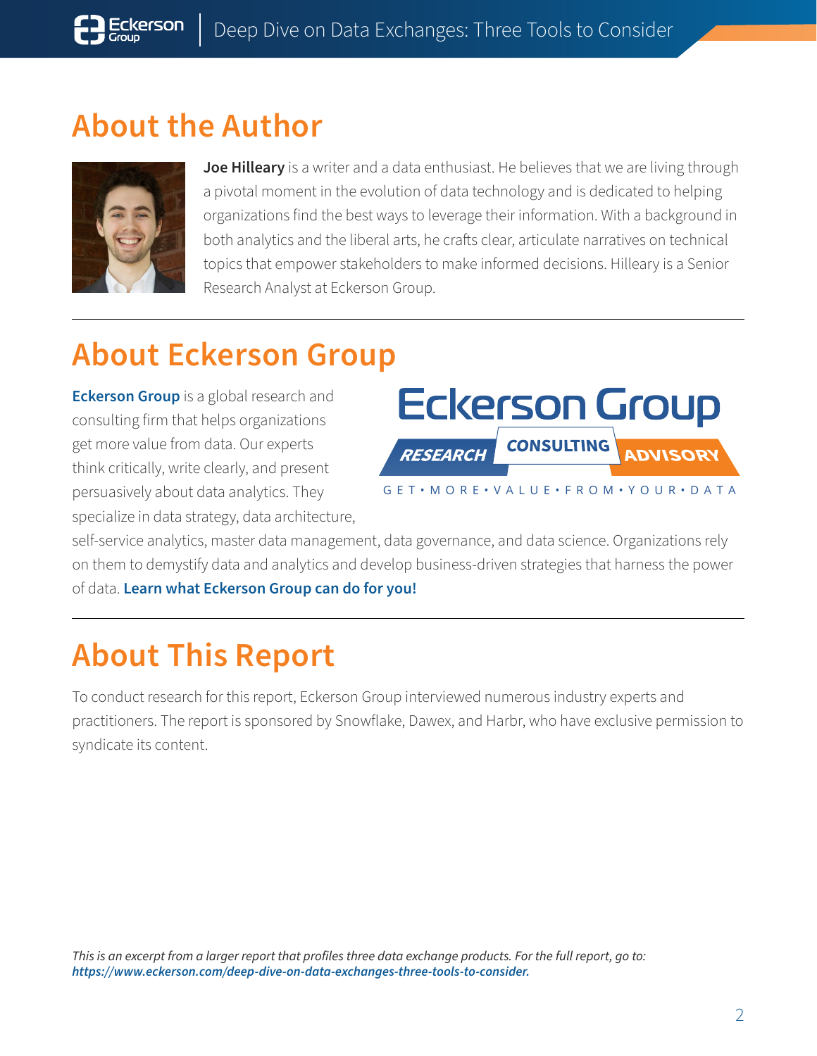# About the Author

**Joe Hilleary** is a writer and a data enthusiast. He believes that we are living through a pivotal moment in the evolution of data technology and is dedicated to helping organizations find the best ways to leverage their information. With a background in both analytics and the liberal arts, he crafts clear, articulate narratives on technical topics that empower stakeholders to make informed decisions. Hilleary is a Senior Research Analyst at Eckerson Group.

---

# About Eckerson Group

**Eckerson Group** is a global research and consulting firm that helps organizations get more value from data. Our experts think critically, write clearly, and present persuasively about data analytics. They specialize in data strategy, data architecture, self-service analytics, master data management, data governance, and data science. Organizations rely on them to demystify data and analytics and develop business-driven strategies that harness the power of data. **Learn what Eckerson Group can do for you!**

---

# About This Report

To conduct research for this report, Eckerson Group interviewed numerous industry experts and practitioners. The report is sponsored by Snowflake, Dawex, and Harbr, who have exclusive permission to syndicate its content.

*This is an excerpt from a larger report that profiles three data exchange products. For the full report, go to:* ***https://www.eckerson.com/deep-dive-on-data-exchanges-three-tools-to-consider.***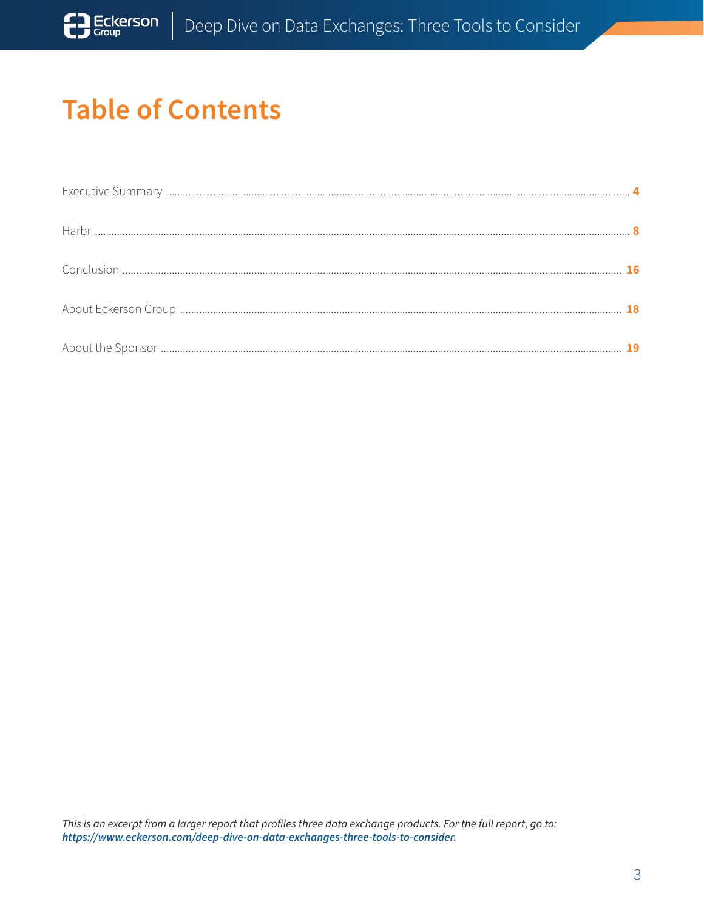# Table of Contents

Executive Summary ........................................ 4

Harbr ........................................ 8

Conclusion ........................................ 16

About Eckerson Group ........................................ 18

About the Sponsor ........................................ 19

*This is an excerpt from a larger report that profiles three data exchange products. For the full report, go to:* ***https://www.eckerson.com/deep-dive-on-data-exchanges-three-tools-to-consider.***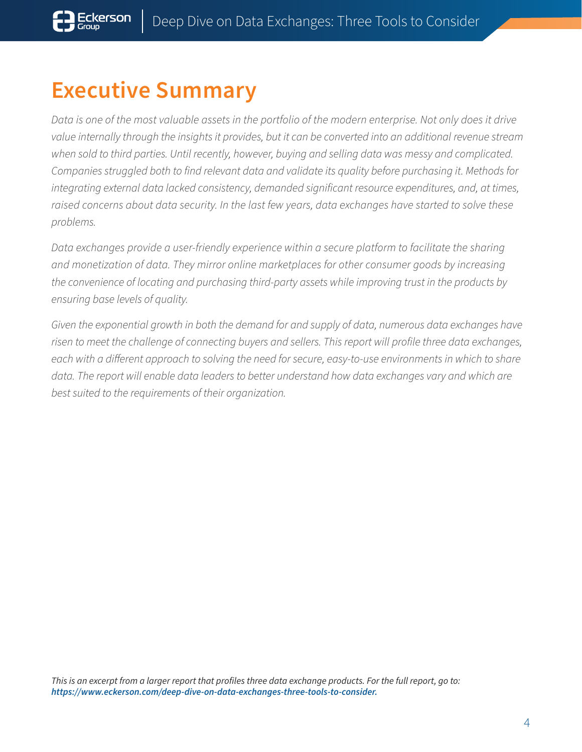# Executive Summary

*Data is one of the most valuable assets in the portfolio of the modern enterprise. Not only does it drive value internally through the insights it provides, but it can be converted into an additional revenue stream when sold to third parties. Until recently, however, buying and selling data was messy and complicated. Companies struggled both to find relevant data and validate its quality before purchasing it. Methods for integrating external data lacked consistency, demanded significant resource expenditures, and, at times, raised concerns about data security. In the last few years, data exchanges have started to solve these problems.*

*Data exchanges provide a user-friendly experience within a secure platform to facilitate the sharing and monetization of data. They mirror online marketplaces for other consumer goods by increasing the convenience of locating and purchasing third-party assets while improving trust in the products by ensuring base levels of quality.*

*Given the exponential growth in both the demand for and supply of data, numerous data exchanges have risen to meet the challenge of connecting buyers and sellers. This report will profile three data exchanges, each with a different approach to solving the need for secure, easy-to-use environments in which to share data. The report will enable data leaders to better understand how data exchanges vary and which are best suited to the requirements of their organization.*

*This is an excerpt from a larger report that profiles three data exchange products. For the full report, go to:* ***https://www.eckerson.com/deep-dive-on-data-exchanges-three-tools-to-consider.***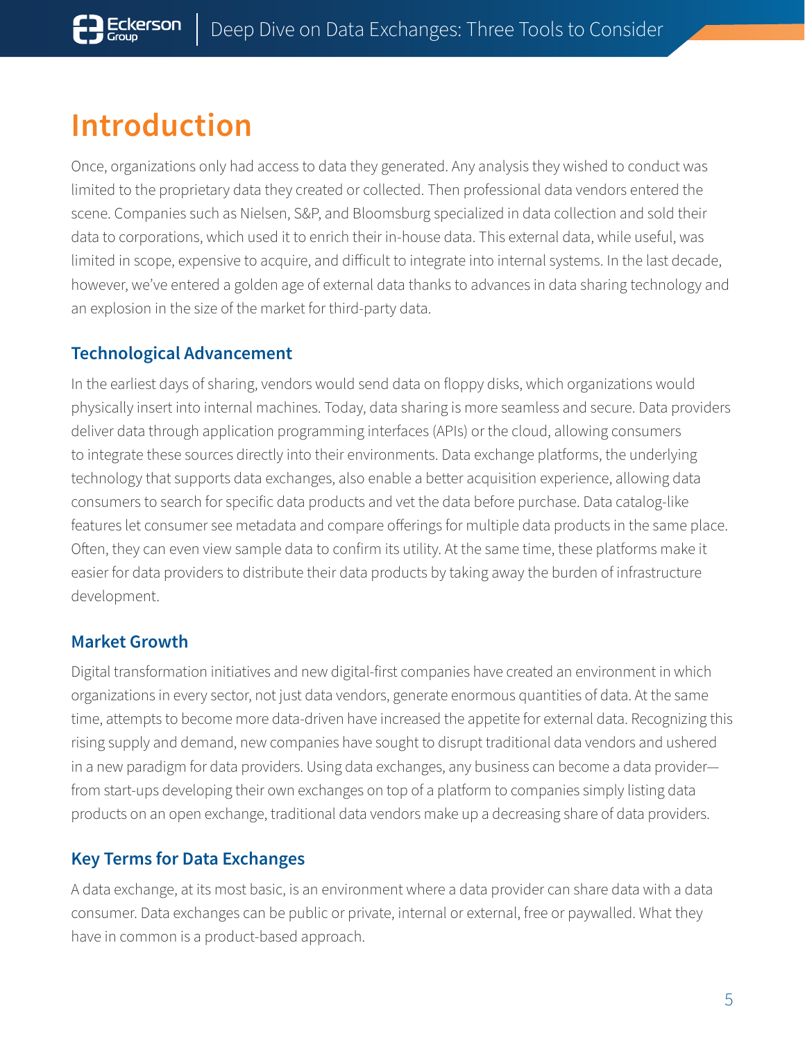# Introduction

Once, organizations only had access to data they generated. Any analysis they wished to conduct was limited to the proprietary data they created or collected. Then professional data vendors entered the scene. Companies such as Nielsen, S&P, and Bloomsburg specialized in data collection and sold their data to corporations, which used it to enrich their in-house data. This external data, while useful, was limited in scope, expensive to acquire, and difficult to integrate into internal systems. In the last decade, however, we've entered a golden age of external data thanks to advances in data sharing technology and an explosion in the size of the market for third-party data.

## Technological Advancement

In the earliest days of sharing, vendors would send data on floppy disks, which organizations would physically insert into internal machines. Today, data sharing is more seamless and secure. Data providers deliver data through application programming interfaces (APIs) or the cloud, allowing consumers to integrate these sources directly into their environments. Data exchange platforms, the underlying technology that supports data exchanges, also enable a better acquisition experience, allowing data consumers to search for specific data products and vet the data before purchase. Data catalog-like features let consumer see metadata and compare offerings for multiple data products in the same place. Often, they can even view sample data to confirm its utility. At the same time, these platforms make it easier for data providers to distribute their data products by taking away the burden of infrastructure development.

## Market Growth

Digital transformation initiatives and new digital-first companies have created an environment in which organizations in every sector, not just data vendors, generate enormous quantities of data. At the same time, attempts to become more data-driven have increased the appetite for external data. Recognizing this rising supply and demand, new companies have sought to disrupt traditional data vendors and ushered in a new paradigm for data providers. Using data exchanges, any business can become a data provider—from start-ups developing their own exchanges on top of a platform to companies simply listing data products on an open exchange, traditional data vendors make up a decreasing share of data providers.

## Key Terms for Data Exchanges

A data exchange, at its most basic, is an environment where a data provider can share data with a data consumer. Data exchanges can be public or private, internal or external, free or paywalled. What they have in common is a product-based approach.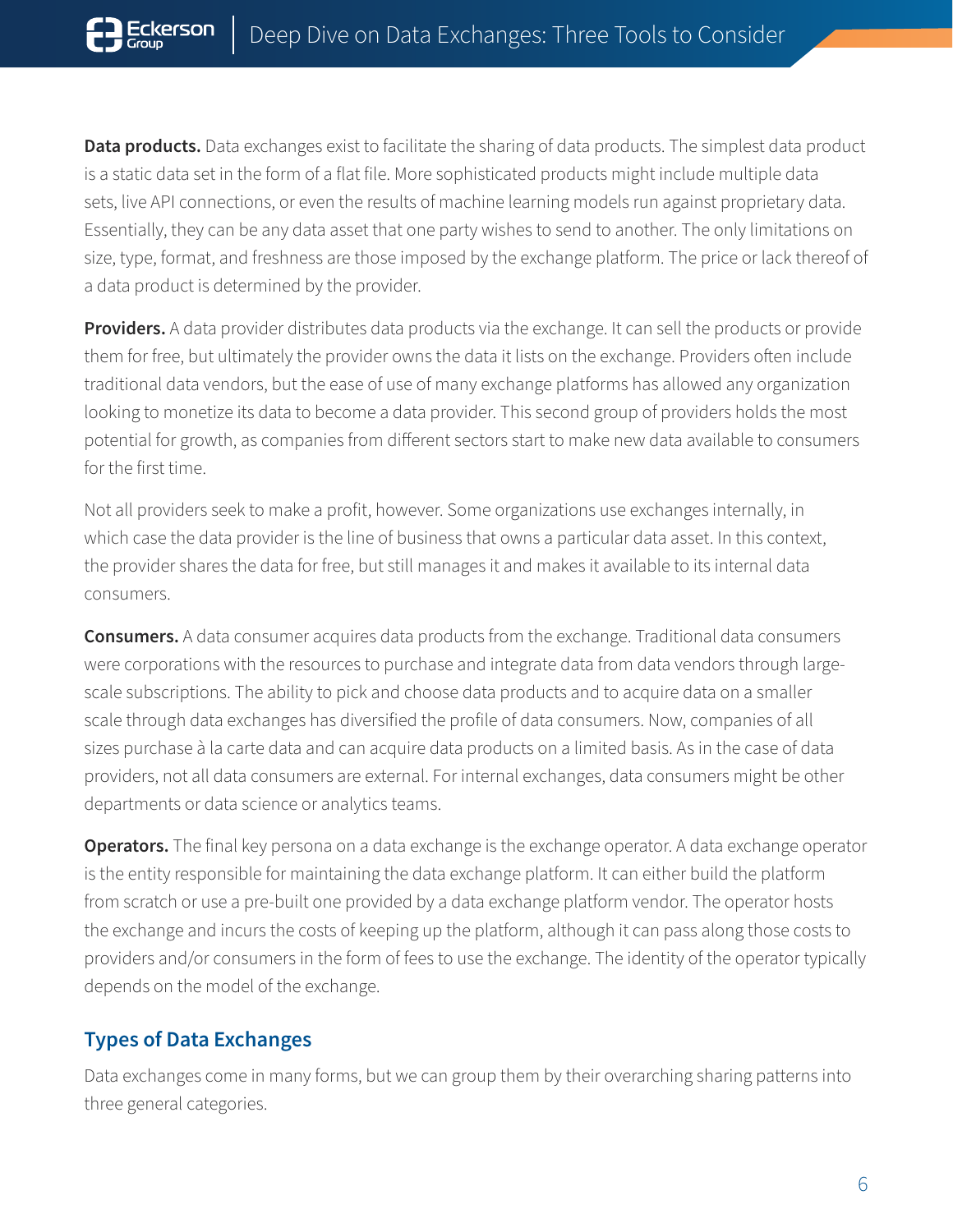**Data products.** Data exchanges exist to facilitate the sharing of data products. The simplest data product is a static data set in the form of a flat file. More sophisticated products might include multiple data sets, live API connections, or even the results of machine learning models run against proprietary data. Essentially, they can be any data asset that one party wishes to send to another. The only limitations on size, type, format, and freshness are those imposed by the exchange platform. The price or lack thereof of a data product is determined by the provider.

**Providers.** A data provider distributes data products via the exchange. It can sell the products or provide them for free, but ultimately the provider owns the data it lists on the exchange. Providers often include traditional data vendors, but the ease of use of many exchange platforms has allowed any organization looking to monetize its data to become a data provider. This second group of providers holds the most potential for growth, as companies from different sectors start to make new data available to consumers for the first time.

Not all providers seek to make a profit, however. Some organizations use exchanges internally, in which case the data provider is the line of business that owns a particular data asset. In this context, the provider shares the data for free, but still manages it and makes it available to its internal data consumers.

**Consumers.** A data consumer acquires data products from the exchange. Traditional data consumers were corporations with the resources to purchase and integrate data from data vendors through large-scale subscriptions. The ability to pick and choose data products and to acquire data on a smaller scale through data exchanges has diversified the profile of data consumers. Now, companies of all sizes purchase à la carte data and can acquire data products on a limited basis. As in the case of data providers, not all data consumers are external. For internal exchanges, data consumers might be other departments or data science or analytics teams.

**Operators.** The final key persona on a data exchange is the exchange operator. A data exchange operator is the entity responsible for maintaining the data exchange platform. It can either build the platform from scratch or use a pre-built one provided by a data exchange platform vendor. The operator hosts the exchange and incurs the costs of keeping up the platform, although it can pass along those costs to providers and/or consumers in the form of fees to use the exchange. The identity of the operator typically depends on the model of the exchange.

## Types of Data Exchanges

Data exchanges come in many forms, but we can group them by their overarching sharing patterns into three general categories.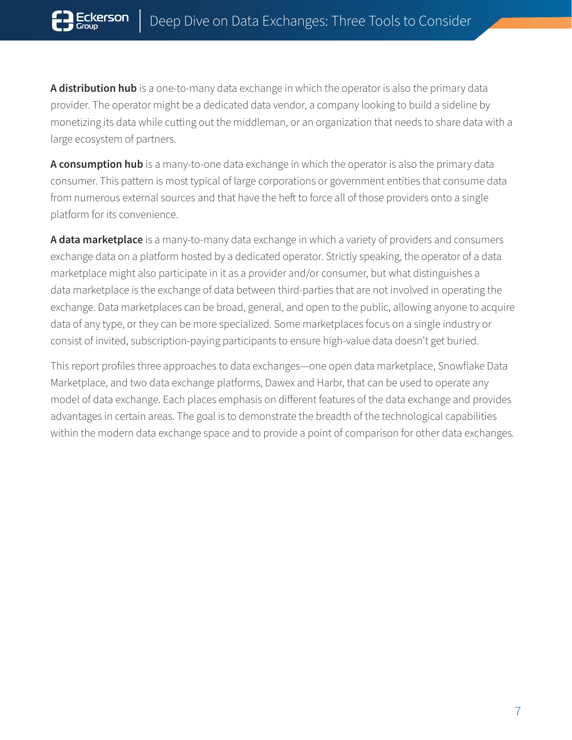**A distribution hub** is a one-to-many data exchange in which the operator is also the primary data provider. The operator might be a dedicated data vendor, a company looking to build a sideline by monetizing its data while cutting out the middleman, or an organization that needs to share data with a large ecosystem of partners.

**A consumption hub** is a many-to-one data exchange in which the operator is also the primary data consumer. This pattern is most typical of large corporations or government entities that consume data from numerous external sources and that have the heft to force all of those providers onto a single platform for its convenience.

**A data marketplace** is a many-to-many data exchange in which a variety of providers and consumers exchange data on a platform hosted by a dedicated operator. Strictly speaking, the operator of a data marketplace might also participate in it as a provider and/or consumer, but what distinguishes a data marketplace is the exchange of data between third-parties that are not involved in operating the exchange. Data marketplaces can be broad, general, and open to the public, allowing anyone to acquire data of any type, or they can be more specialized. Some marketplaces focus on a single industry or consist of invited, subscription-paying participants to ensure high-value data doesn't get buried.

This report profiles three approaches to data exchanges—one open data marketplace, Snowflake Data Marketplace, and two data exchange platforms, Dawex and Harbr, that can be used to operate any model of data exchange. Each places emphasis on different features of the data exchange and provides advantages in certain areas. The goal is to demonstrate the breadth of the technological capabilities within the modern data exchange space and to provide a point of comparison for other data exchanges.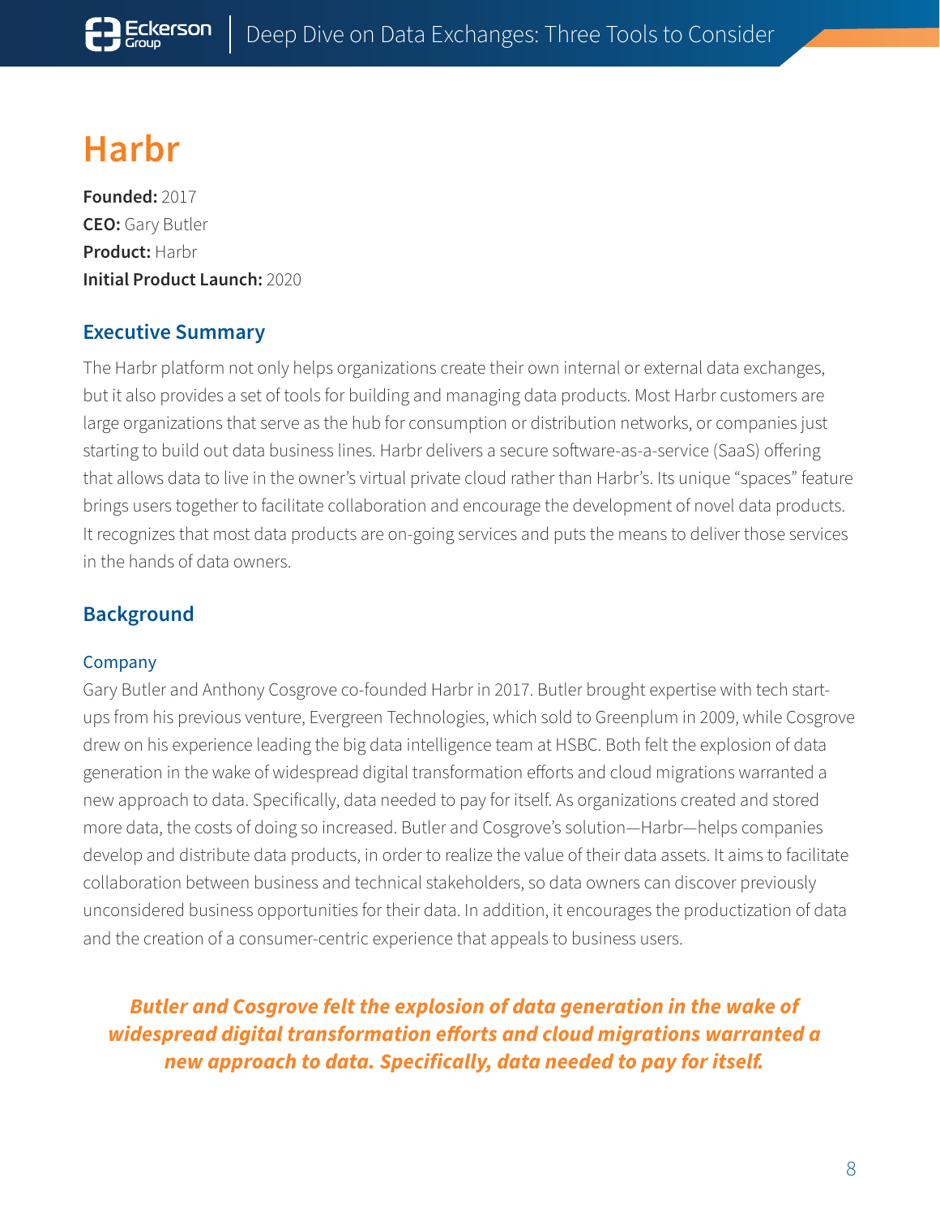# Harbr

**Founded:** 2017
**CEO:** Gary Butler
**Product:** Harbr
**Initial Product Launch:** 2020

## Executive Summary

The Harbr platform not only helps organizations create their own internal or external data exchanges, but it also provides a set of tools for building and managing data products. Most Harbr customers are large organizations that serve as the hub for consumption or distribution networks, or companies just starting to build out data business lines. Harbr delivers a secure software-as-a-service (SaaS) offering that allows data to live in the owner's virtual private cloud rather than Harbr's. Its unique "spaces" feature brings users together to facilitate collaboration and encourage the development of novel data products. It recognizes that most data products are on-going services and puts the means to deliver those services in the hands of data owners.

## Background

### Company

Gary Butler and Anthony Cosgrove co-founded Harbr in 2017. Butler brought expertise with tech start-ups from his previous venture, Evergreen Technologies, which sold to Greenplum in 2009, while Cosgrove drew on his experience leading the big data intelligence team at HSBC. Both felt the explosion of data generation in the wake of widespread digital transformation efforts and cloud migrations warranted a new approach to data. Specifically, data needed to pay for itself. As organizations created and stored more data, the costs of doing so increased. Butler and Cosgrove's solution—Harbr—helps companies develop and distribute data products, in order to realize the value of their data assets. It aims to facilitate collaboration between business and technical stakeholders, so data owners can discover previously unconsidered business opportunities for their data. In addition, it encourages the productization of data and the creation of a consumer-centric experience that appeals to business users.

***Butler and Cosgrove felt the explosion of data generation in the wake of widespread digital transformation efforts and cloud migrations warranted a new approach to data. Specifically, data needed to pay for itself.***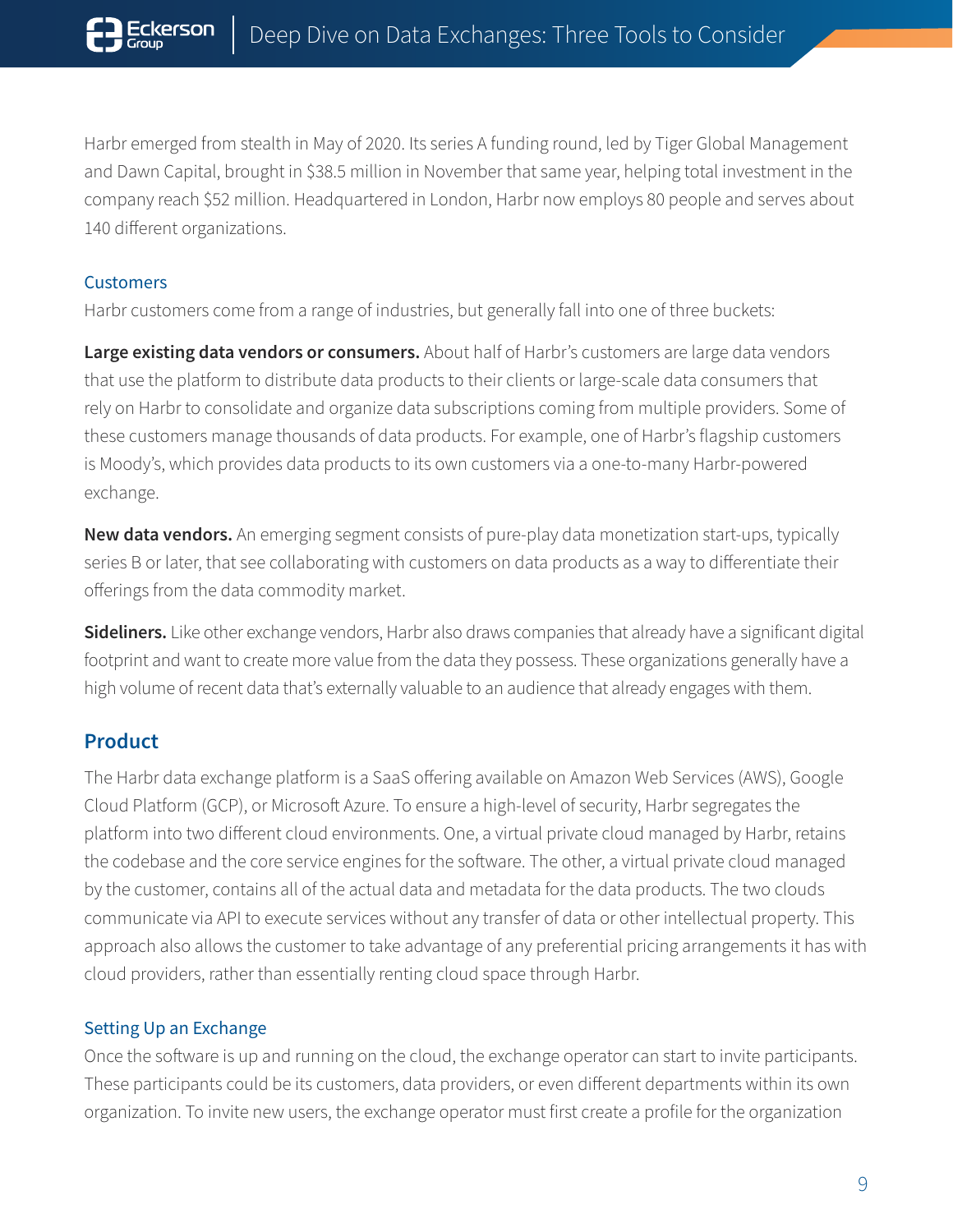Harbr emerged from stealth in May of 2020. Its series A funding round, led by Tiger Global Management and Dawn Capital, brought in $38.5 million in November that same year, helping total investment in the company reach $52 million. Headquartered in London, Harbr now employs 80 people and serves about 140 different organizations.

### Customers

Harbr customers come from a range of industries, but generally fall into one of three buckets:

**Large existing data vendors or consumers.** About half of Harbr's customers are large data vendors that use the platform to distribute data products to their clients or large-scale data consumers that rely on Harbr to consolidate and organize data subscriptions coming from multiple providers. Some of these customers manage thousands of data products. For example, one of Harbr's flagship customers is Moody's, which provides data products to its own customers via a one-to-many Harbr-powered exchange.

**New data vendors.** An emerging segment consists of pure-play data monetization start-ups, typically series B or later, that see collaborating with customers on data products as a way to differentiate their offerings from the data commodity market.

**Sideliners.** Like other exchange vendors, Harbr also draws companies that already have a significant digital footprint and want to create more value from the data they possess. These organizations generally have a high volume of recent data that's externally valuable to an audience that already engages with them.

## Product

The Harbr data exchange platform is a SaaS offering available on Amazon Web Services (AWS), Google Cloud Platform (GCP), or Microsoft Azure. To ensure a high-level of security, Harbr segregates the platform into two different cloud environments. One, a virtual private cloud managed by Harbr, retains the codebase and the core service engines for the software. The other, a virtual private cloud managed by the customer, contains all of the actual data and metadata for the data products. The two clouds communicate via API to execute services without any transfer of data or other intellectual property. This approach also allows the customer to take advantage of any preferential pricing arrangements it has with cloud providers, rather than essentially renting cloud space through Harbr.

### Setting Up an Exchange

Once the software is up and running on the cloud, the exchange operator can start to invite participants. These participants could be its customers, data providers, or even different departments within its own organization. To invite new users, the exchange operator must first create a profile for the organization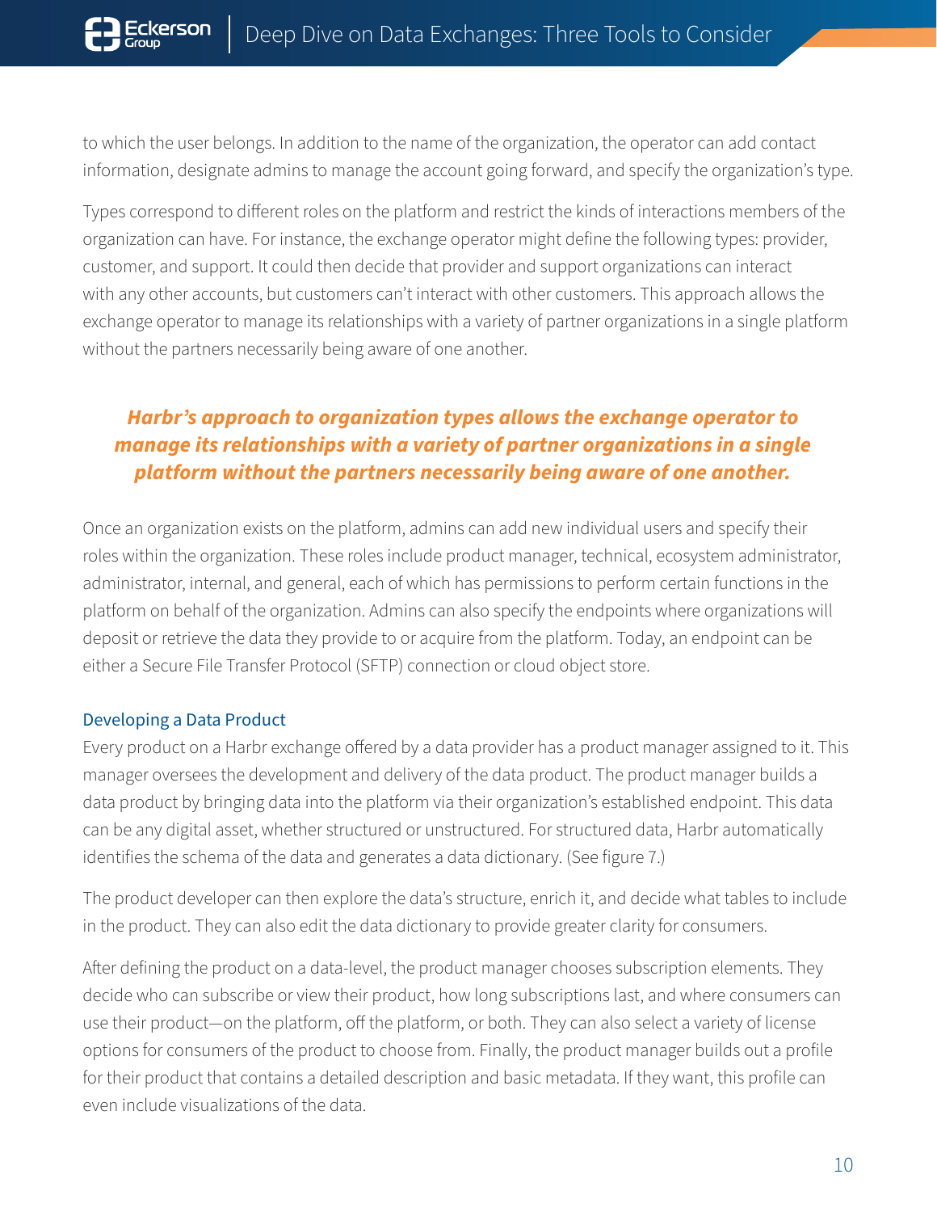to which the user belongs. In addition to the name of the organization, the operator can add contact information, designate admins to manage the account going forward, and specify the organization's type.

Types correspond to different roles on the platform and restrict the kinds of interactions members of the organization can have. For instance, the exchange operator might define the following types: provider, customer, and support. It could then decide that provider and support organizations can interact with any other accounts, but customers can't interact with other customers. This approach allows the exchange operator to manage its relationships with a variety of partner organizations in a single platform without the partners necessarily being aware of one another.

> ***Harbr's approach to organization types allows the exchange operator to manage its relationships with a variety of partner organizations in a single platform without the partners necessarily being aware of one another.***

Once an organization exists on the platform, admins can add new individual users and specify their roles within the organization. These roles include product manager, technical, ecosystem administrator, administrator, internal, and general, each of which has permissions to perform certain functions in the platform on behalf of the organization. Admins can also specify the endpoints where organizations will deposit or retrieve the data they provide to or acquire from the platform. Today, an endpoint can be either a Secure File Transfer Protocol (SFTP) connection or cloud object store.

### Developing a Data Product

Every product on a Harbr exchange offered by a data provider has a product manager assigned to it. This manager oversees the development and delivery of the data product. The product manager builds a data product by bringing data into the platform via their organization's established endpoint. This data can be any digital asset, whether structured or unstructured. For structured data, Harbr automatically identifies the schema of the data and generates a data dictionary. (See figure 7.)

The product developer can then explore the data's structure, enrich it, and decide what tables to include in the product. They can also edit the data dictionary to provide greater clarity for consumers.

After defining the product on a data-level, the product manager chooses subscription elements. They decide who can subscribe or view their product, how long subscriptions last, and where consumers can use their product—on the platform, off the platform, or both. They can also select a variety of license options for consumers of the product to choose from. Finally, the product manager builds out a profile for their product that contains a detailed description and basic metadata. If they want, this profile can even include visualizations of the data.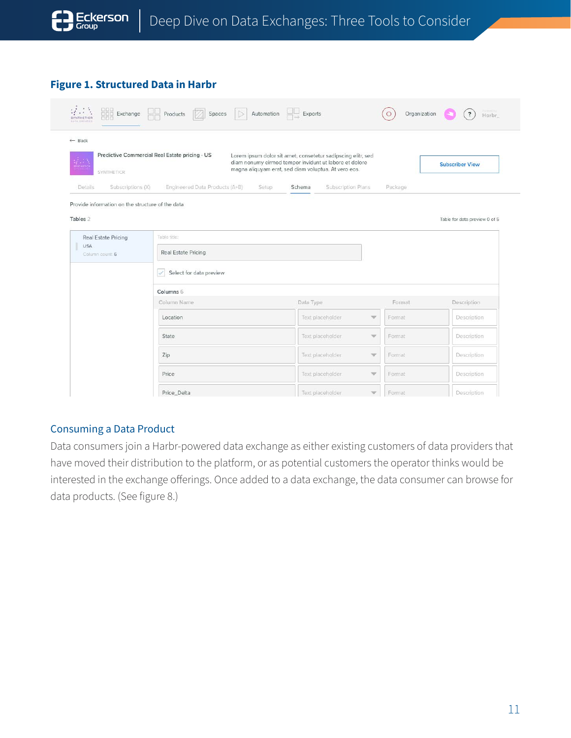### Figure 1. Structured Data in Harbr

## Consuming a Data Product

Data consumers join a Harbr-powered data exchange as either existing customers of data providers that have moved their distribution to the platform, or as potential customers the operator thinks would be interested in the exchange offerings. Once added to a data exchange, the data consumer can browse for data products. (See figure 8.)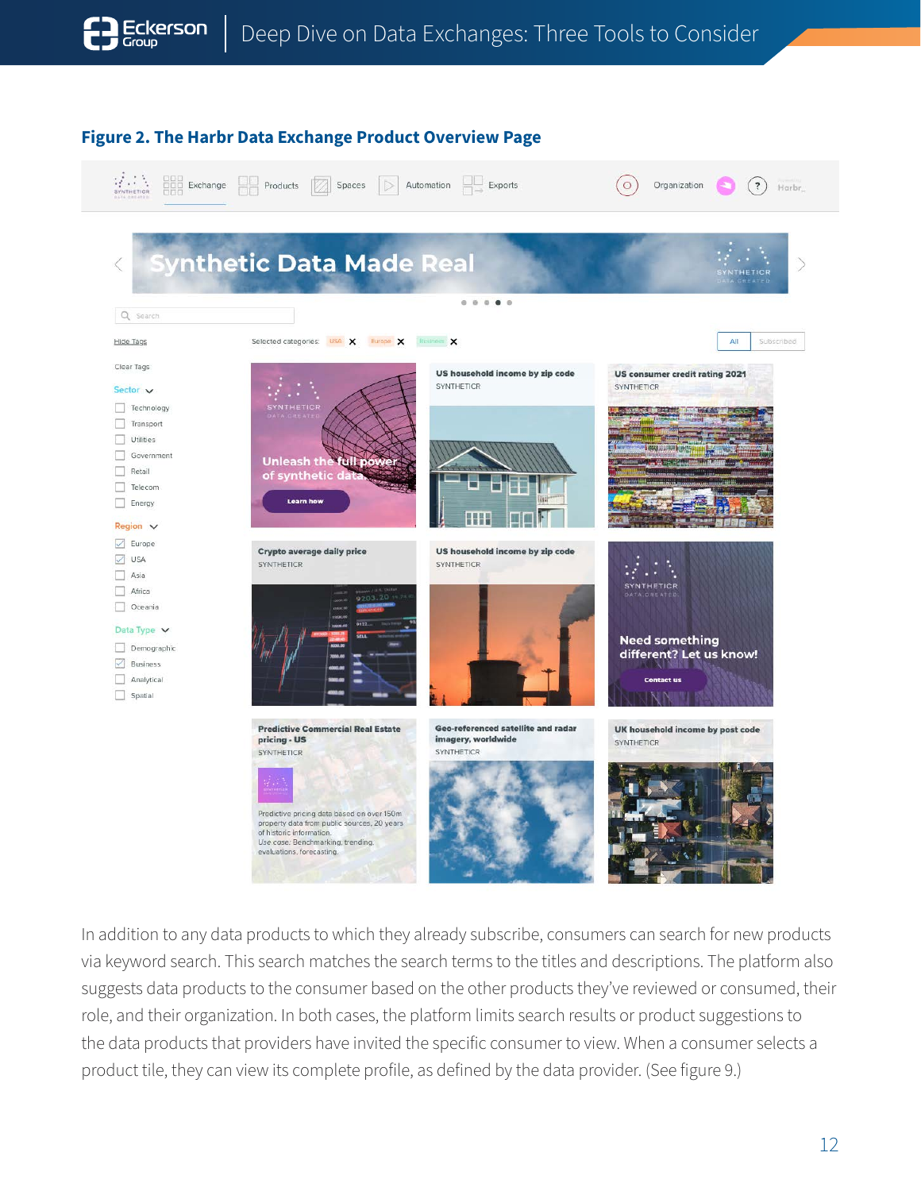**Figure 2. The Harbr Data Exchange Product Overview Page**

In addition to any data products to which they already subscribe, consumers can search for new products via keyword search. This search matches the search terms to the titles and descriptions. The platform also suggests data products to the consumer based on the other products they've reviewed or consumed, their role, and their organization. In both cases, the platform limits search results or product suggestions to the data products that providers have invited the specific consumer to view. When a consumer selects a product tile, they can view its complete profile, as defined by the data provider. (See figure 9.)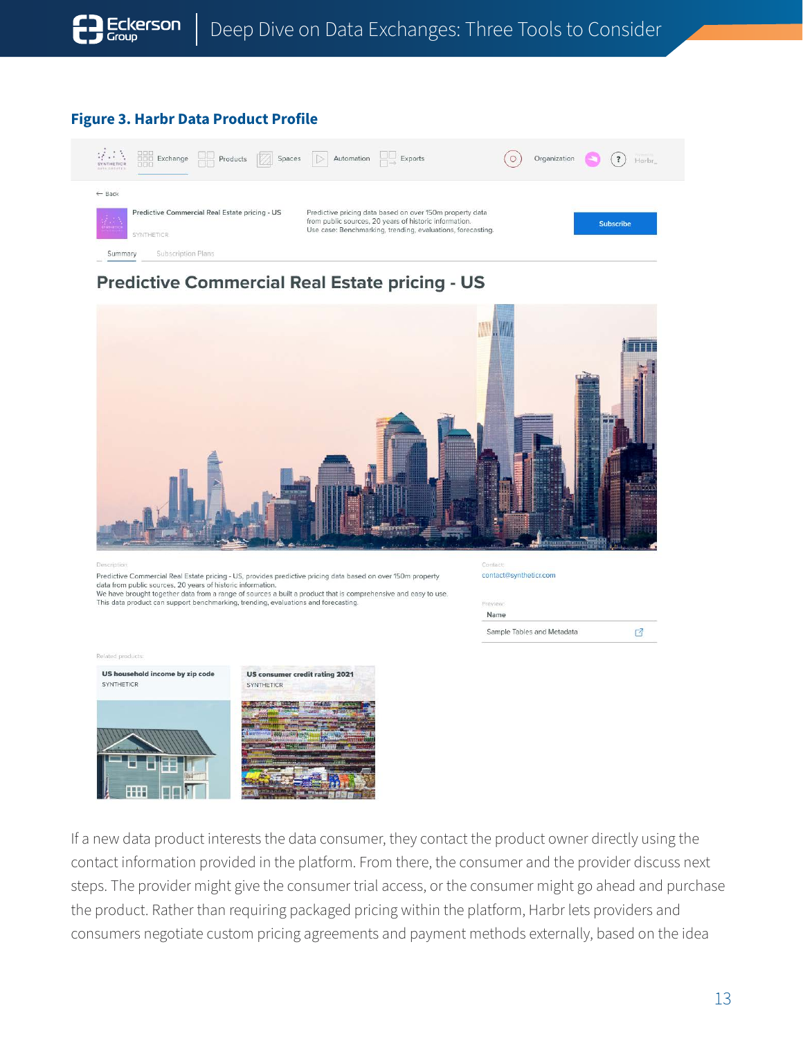### Figure 3. Harbr Data Product Profile

Exchange Products Spaces Automation Exports Organization Harbr

← Back

Predictive Commercial Real Estate pricing - US

SYNTHETICR

Predictive pricing data based on over 150m property data from public sources, 20 years of historic information. Use case: Benchmarking, trending, evaluations, forecasting.

Subscribe

Summary Subscription Plans

Predictive Commercial Real Estate pricing - US

Description:

Predictive Commercial Real Estate pricing - US, provides predictive pricing data based on over 150m property data from public sources, 20 years of historic information.
We have brought together data from a range of sources a built a product that is comprehensive and easy to use.
This data product can support benchmarking, trending, evaluations and forecasting.

Contact:

contact@syntheticr.com

Preview:

Name

Sample Tables and Metadata

Related products:

US household income by zip code
SYNTHETICR

US consumer credit rating 2021
SYNTHETICR

If a new data product interests the data consumer, they contact the product owner directly using the contact information provided in the platform. From there, the consumer and the provider discuss next steps. The provider might give the consumer trial access, or the consumer might go ahead and purchase the product. Rather than requiring packaged pricing within the platform, Harbr lets providers and consumers negotiate custom pricing agreements and payment methods externally, based on the idea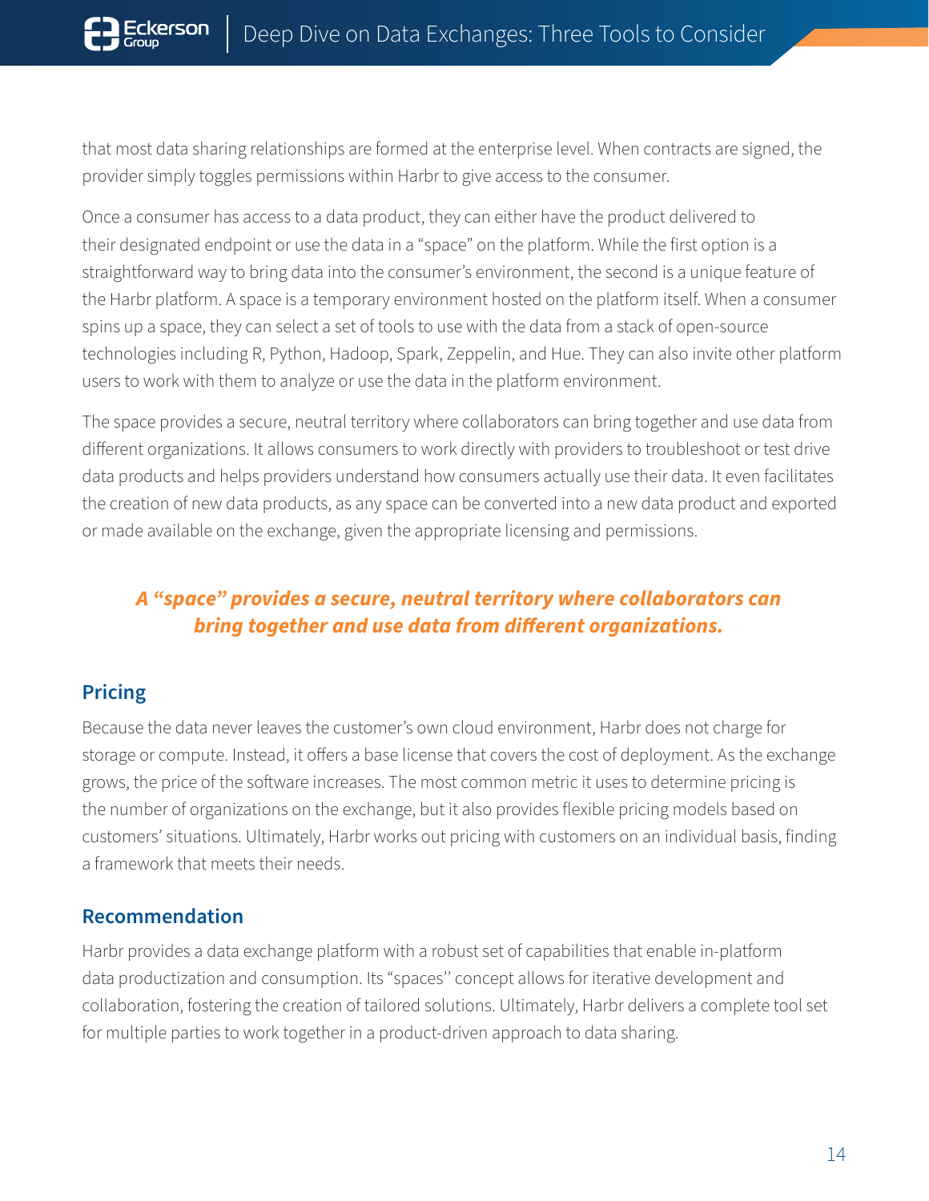that most data sharing relationships are formed at the enterprise level. When contracts are signed, the provider simply toggles permissions within Harbr to give access to the consumer.

Once a consumer has access to a data product, they can either have the product delivered to their designated endpoint or use the data in a "space" on the platform. While the first option is a straightforward way to bring data into the consumer's environment, the second is a unique feature of the Harbr platform. A space is a temporary environment hosted on the platform itself. When a consumer spins up a space, they can select a set of tools to use with the data from a stack of open-source technologies including R, Python, Hadoop, Spark, Zeppelin, and Hue. They can also invite other platform users to work with them to analyze or use the data in the platform environment.

The space provides a secure, neutral territory where collaborators can bring together and use data from different organizations. It allows consumers to work directly with providers to troubleshoot or test drive data products and helps providers understand how consumers actually use their data. It even facilitates the creation of new data products, as any space can be converted into a new data product and exported or made available on the exchange, given the appropriate licensing and permissions.

***A "space" provides a secure, neutral territory where collaborators can bring together and use data from different organizations.***

## Pricing

Because the data never leaves the customer's own cloud environment, Harbr does not charge for storage or compute. Instead, it offers a base license that covers the cost of deployment. As the exchange grows, the price of the software increases. The most common metric it uses to determine pricing is the number of organizations on the exchange, but it also provides flexible pricing models based on customers' situations. Ultimately, Harbr works out pricing with customers on an individual basis, finding a framework that meets their needs.

## Recommendation

Harbr provides a data exchange platform with a robust set of capabilities that enable in-platform data productization and consumption. Its "spaces" concept allows for iterative development and collaboration, fostering the creation of tailored solutions. Ultimately, Harbr delivers a complete tool set for multiple parties to work together in a product-driven approach to data sharing.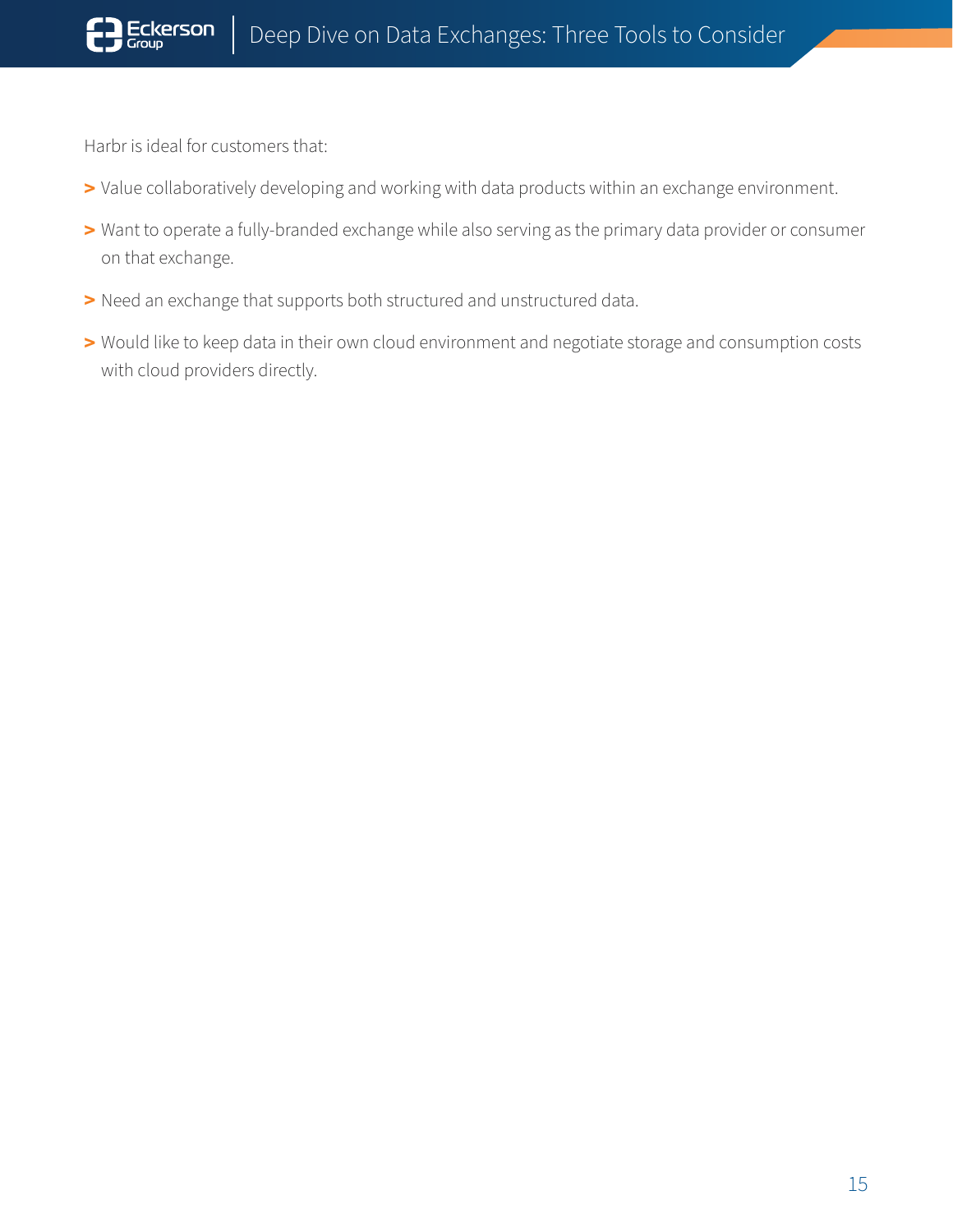Harbr is ideal for customers that:

- Value collaboratively developing and working with data products within an exchange environment.
- Want to operate a fully-branded exchange while also serving as the primary data provider or consumer on that exchange.
- Need an exchange that supports both structured and unstructured data.
- Would like to keep data in their own cloud environment and negotiate storage and consumption costs with cloud providers directly.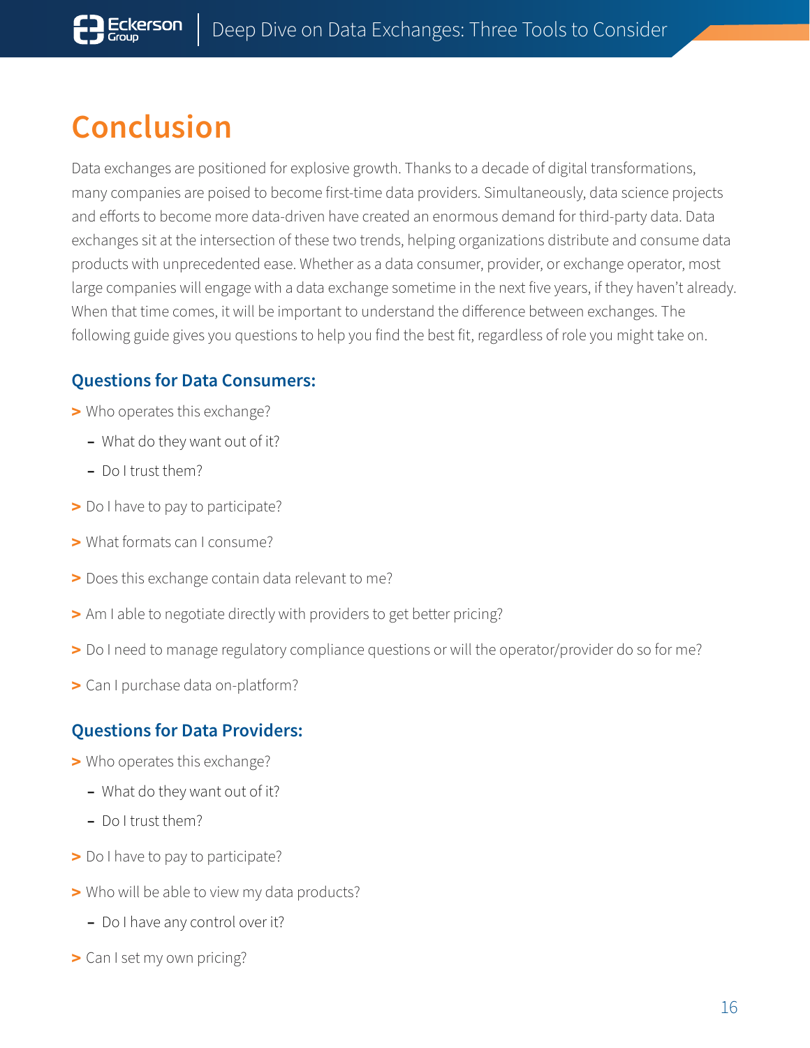# Conclusion

Data exchanges are positioned for explosive growth. Thanks to a decade of digital transformations, many companies are poised to become first-time data providers. Simultaneously, data science projects and efforts to become more data-driven have created an enormous demand for third-party data. Data exchanges sit at the intersection of these two trends, helping organizations distribute and consume data products with unprecedented ease. Whether as a data consumer, provider, or exchange operator, most large companies will engage with a data exchange sometime in the next five years, if they haven't already. When that time comes, it will be important to understand the difference between exchanges. The following guide gives you questions to help you find the best fit, regardless of role you might take on.

### Questions for Data Consumers:

- Who operates this exchange?
  - What do they want out of it?
  - Do I trust them?
- Do I have to pay to participate?
- What formats can I consume?
- Does this exchange contain data relevant to me?
- Am I able to negotiate directly with providers to get better pricing?
- Do I need to manage regulatory compliance questions or will the operator/provider do so for me?
- Can I purchase data on-platform?

### Questions for Data Providers:

- Who operates this exchange?
  - What do they want out of it?
  - Do I trust them?
- Do I have to pay to participate?
- Who will be able to view my data products?
  - Do I have any control over it?
- Can I set my own pricing?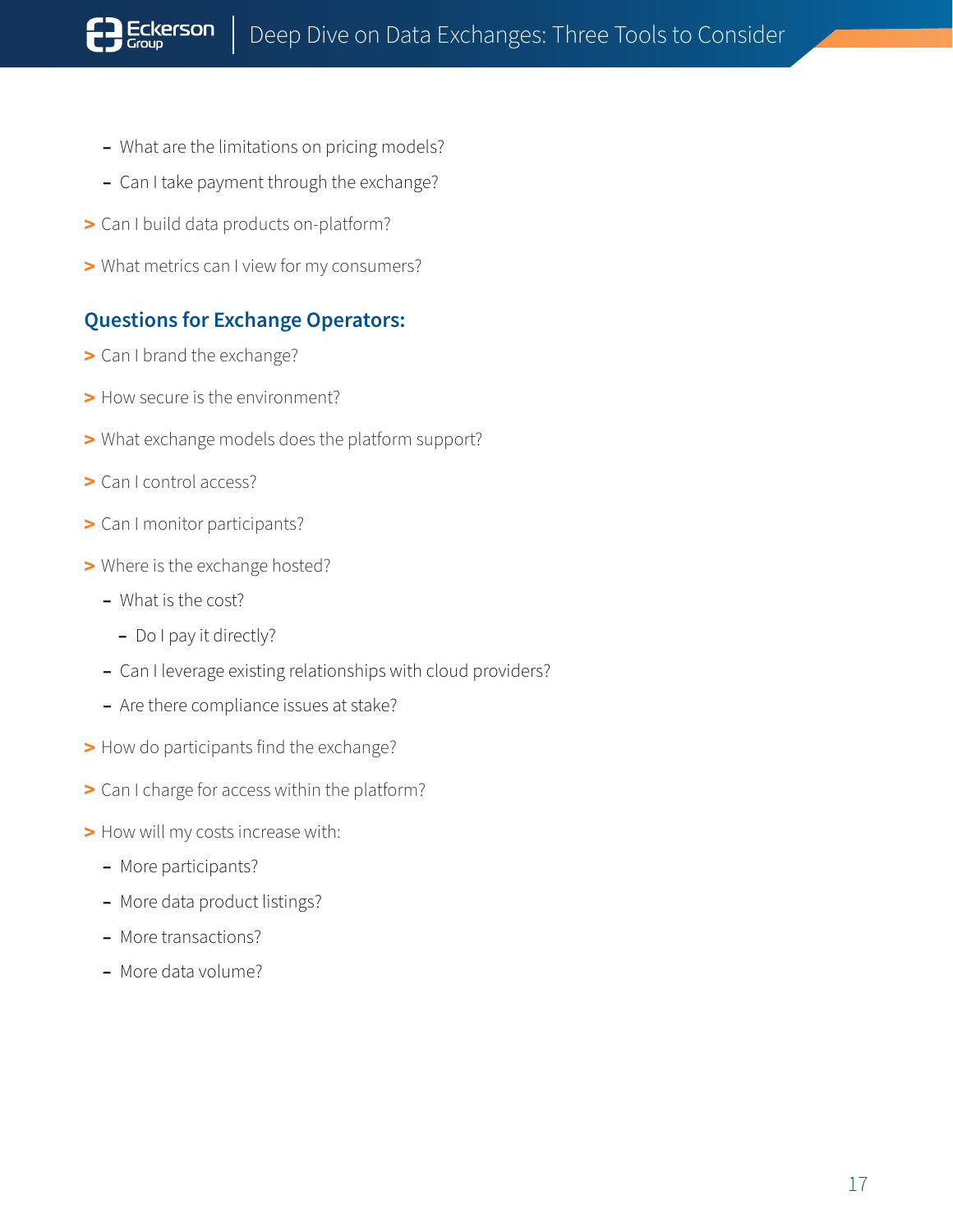- What are the limitations on pricing models?
    - Can I take payment through the exchange?
- Can I build data products on-platform?
- What metrics can I view for my consumers?

### Questions for Exchange Operators:

- Can I brand the exchange?
- How secure is the environment?
- What exchange models does the platform support?
- Can I control access?
- Can I monitor participants?
- Where is the exchange hosted?
    - What is the cost?
        - Do I pay it directly?
    - Can I leverage existing relationships with cloud providers?
    - Are there compliance issues at stake?
- How do participants find the exchange?
- Can I charge for access within the platform?
- How will my costs increase with:
    - More participants?
    - More data product listings?
    - More transactions?
    - More data volume?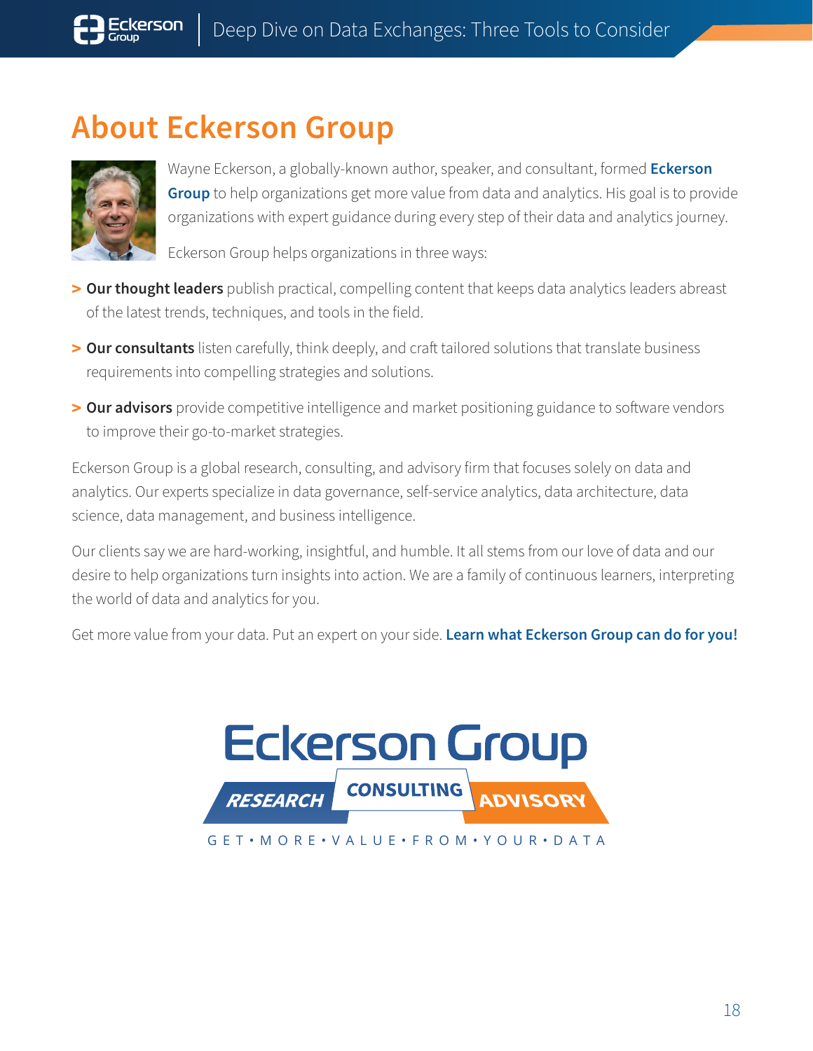# About Eckerson Group

Wayne Eckerson, a globally-known author, speaker, and consultant, formed **Eckerson Group** to help organizations get more value from data and analytics. His goal is to provide organizations with expert guidance during every step of their data and analytics journey.

Eckerson Group helps organizations in three ways:

- **Our thought leaders** publish practical, compelling content that keeps data analytics leaders abreast of the latest trends, techniques, and tools in the field.
- **Our consultants** listen carefully, think deeply, and craft tailored solutions that translate business requirements into compelling strategies and solutions.
- **Our advisors** provide competitive intelligence and market positioning guidance to software vendors to improve their go-to-market strategies.

Eckerson Group is a global research, consulting, and advisory firm that focuses solely on data and analytics. Our experts specialize in data governance, self-service analytics, data architecture, data science, data management, and business intelligence.

Our clients say we are hard-working, insightful, and humble. It all stems from our love of data and our desire to help organizations turn insights into action. We are a family of continuous learners, interpreting the world of data and analytics for you.

Get more value from your data. Put an expert on your side. **Learn what Eckerson Group can do for you!**

Eckerson Group

RESEARCH CONSULTING ADVISORY

GET • MORE • VALUE • FROM • YOUR • DATA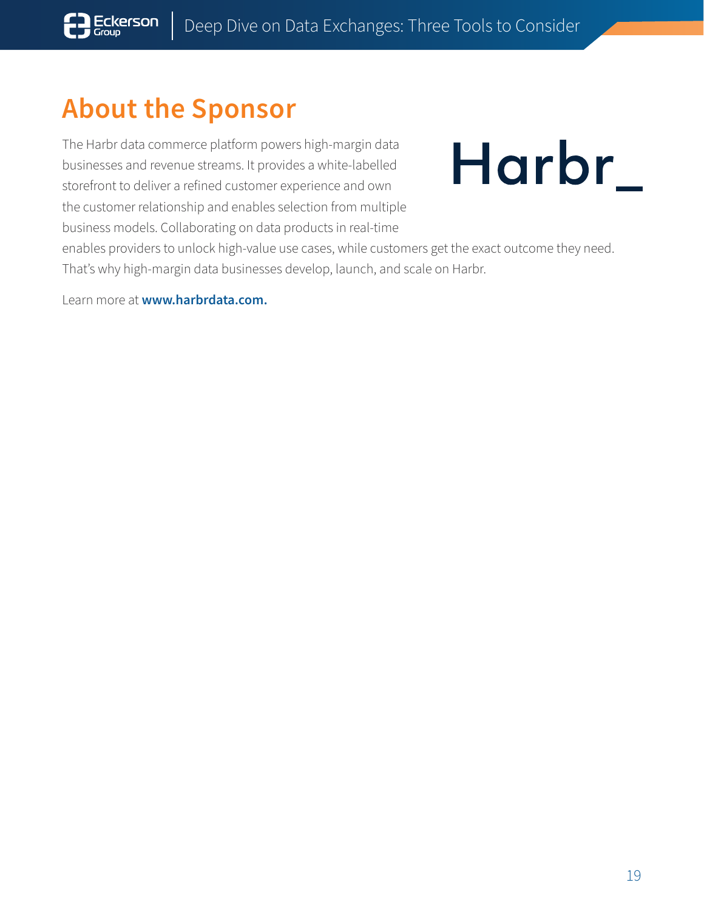## About the Sponsor

The Harbr data commerce platform powers high-margin data businesses and revenue streams. It provides a white-labelled storefront to deliver a refined customer experience and own the customer relationship and enables selection from multiple business models. Collaborating on data products in real-time enables providers to unlock high-value use cases, while customers get the exact outcome they need. That's why high-margin data businesses develop, launch, and scale on Harbr.

Harbr_

Learn more at **www.harbrdata.com.**